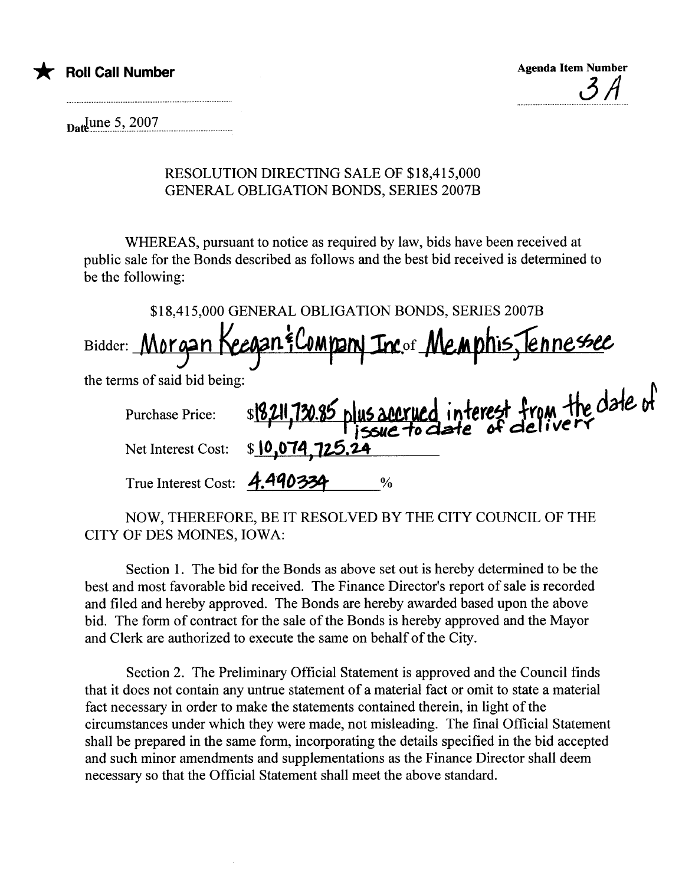★ **Roll Call Number**

**Agenda Item Number**
3A

Date June 5, 2007

RESOLUTION DIRECTING SALE OF $18,415,000
GENERAL OBLIGATION BONDS, SERIES 2007B

WHEREAS, pursuant to notice as required by law, bids have been received at public sale for the Bonds described as follows and the best bid received is determined to be the following:

$18,415,000 GENERAL OBLIGATION BONDS, SERIES 2007B

Bidder: Morgan Keegan & Company Inc. of Memphis, Tennessee

the terms of said bid being:

Purchase Price: $18,211,730.85 plus accrued interest from the date of issue to date of delivery

Net Interest Cost: $ 10,074,725.24

True Interest Cost: 4.490334 %

NOW, THEREFORE, BE IT RESOLVED BY THE CITY COUNCIL OF THE CITY OF DES MOINES, IOWA:

Section 1. The bid for the Bonds as above set out is hereby determined to be the best and most favorable bid received. The Finance Director's report of sale is recorded and filed and hereby approved. The Bonds are hereby awarded based upon the above bid. The form of contract for the sale of the Bonds is hereby approved and the Mayor and Clerk are authorized to execute the same on behalf of the City.

Section 2. The Preliminary Official Statement is approved and the Council finds that it does not contain any untrue statement of a material fact or omit to state a material fact necessary in order to make the statements contained therein, in light of the circumstances under which they were made, not misleading. The final Official Statement shall be prepared in the same form, incorporating the details specified in the bid accepted and such minor amendments and supplementations as the Finance Director shall deem necessary so that the Official Statement shall meet the above standard.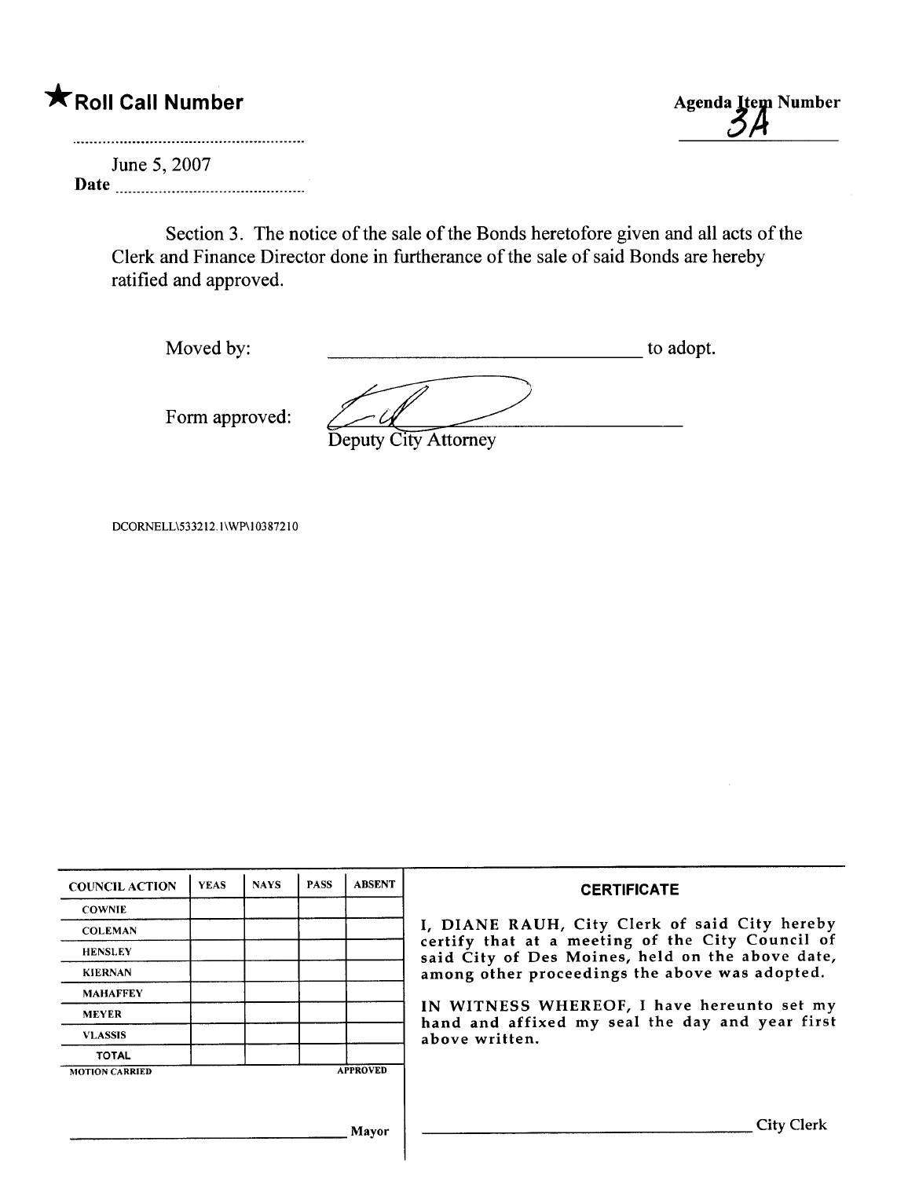**★Roll Call Number**

**Agenda Item Number**
3A

..........................................................

June 5, 2007
**Date** ..........................................

Section 3. The notice of the sale of the Bonds heretofore given and all acts of the Clerk and Finance Director done in furtherance of the sale of said Bonds are hereby ratified and approved.

Moved by: _______________________________ to adopt.

Form approved: _______________________________
Deputy City Attorney

DCORNELL\533212.1\WP\10387210

| COUNCIL ACTION | YEAS | NAYS | PASS | ABSENT |
|---|---|---|---|---|
| COWNIE | | | | |
| COLEMAN | | | | |
| HENSLEY | | | | |
| KIERNAN | | | | |
| MAHAFFEY | | | | |
| MEYER | | | | |
| VLASSIS | | | | |
| TOTAL | | | | |

MOTION CARRIED APPROVED

_______________________________ Mayor

**CERTIFICATE**

I, DIANE RAUH, City Clerk of said City hereby certify that at a meeting of the City Council of said City of Des Moines, held on the above date, among other proceedings the above was adopted.

IN WITNESS WHEREOF, I have hereunto set my hand and affixed my seal the day and year first above written.

_______________________________ City Clerk